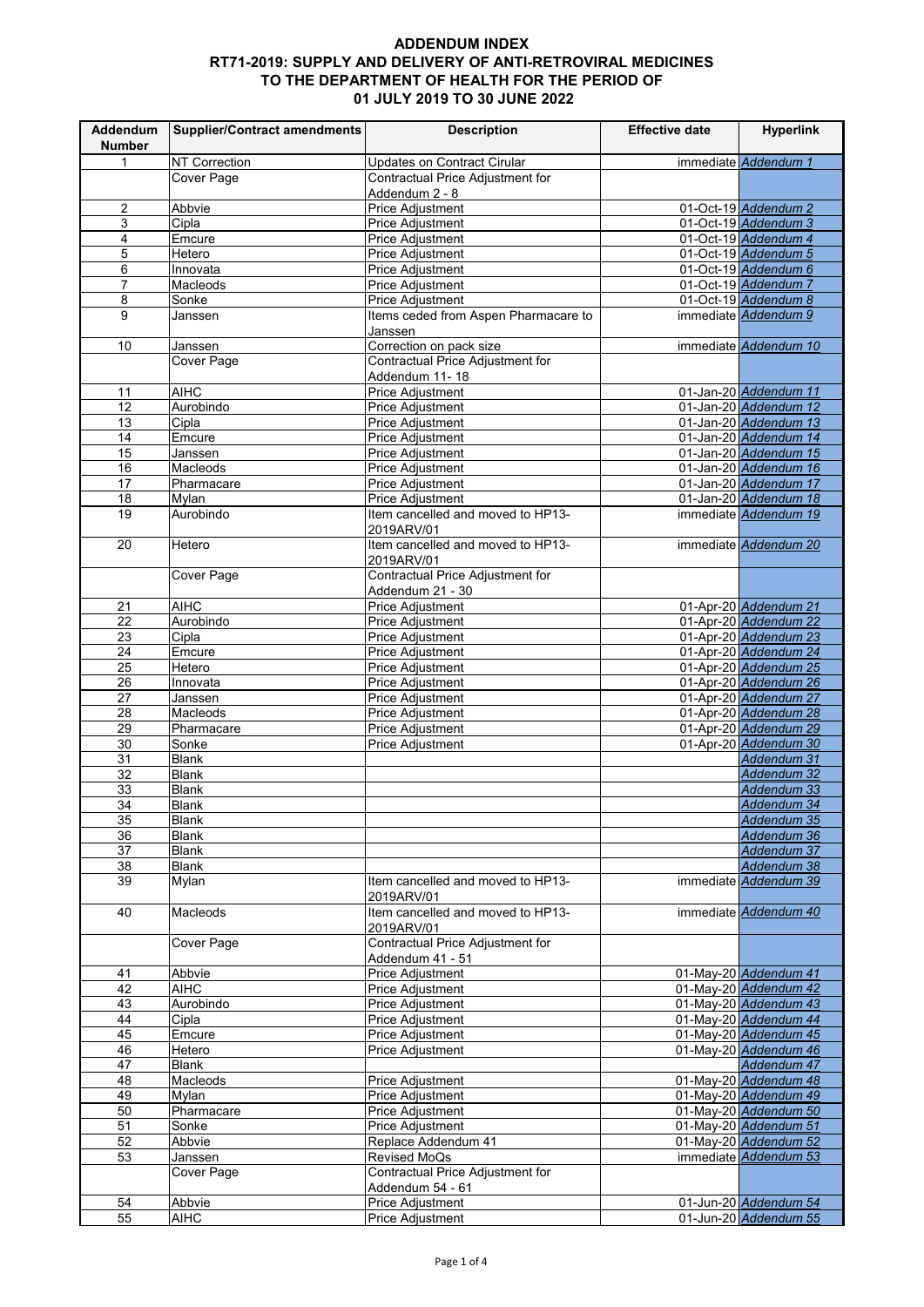# ADDENDUM INDEX
# RT71-2019: SUPPLY AND DELIVERY OF ANTI-RETROVIRAL MEDICINES TO THE DEPARTMENT OF HEALTH FOR THE PERIOD OF 01 JULY 2019 TO 30 JUNE 2022

| Addendum Number | Supplier/Contract amendments | Description | Effective date | Hyperlink |
|---|---|---|---|---|
| 1 | NT Correction | Updates on Contract Cirular | immediate | Addendum 1 |
| | Cover Page | Contractual Price Adjustment for Addendum 2 - 8 | | |
| 2 | Abbvie | Price Adjustment | 01-Oct-19 | Addendum 2 |
| 3 | Cipla | Price Adjustment | 01-Oct-19 | Addendum 3 |
| 4 | Emcure | Price Adjustment | 01-Oct-19 | Addendum 4 |
| 5 | Hetero | Price Adjustment | 01-Oct-19 | Addendum 5 |
| 6 | Innovata | Price Adjustment | 01-Oct-19 | Addendum 6 |
| 7 | Macleods | Price Adjustment | 01-Oct-19 | Addendum 7 |
| 8 | Sonke | Price Adjustment | 01-Oct-19 | Addendum 8 |
| 9 | Janssen | Items ceded from Aspen Pharmacare to Janssen | immediate | Addendum 9 |
| 10 | Janssen | Correction on pack size | immediate | Addendum 10 |
| | Cover Page | Contractual Price Adjustment for Addendum 11- 18 | | |
| 11 | AIHC | Price Adjustment | 01-Jan-20 | Addendum 11 |
| 12 | Aurobindo | Price Adjustment | 01-Jan-20 | Addendum 12 |
| 13 | Cipla | Price Adjustment | 01-Jan-20 | Addendum 13 |
| 14 | Emcure | Price Adjustment | 01-Jan-20 | Addendum 14 |
| 15 | Janssen | Price Adjustment | 01-Jan-20 | Addendum 15 |
| 16 | Macleods | Price Adjustment | 01-Jan-20 | Addendum 16 |
| 17 | Pharmacare | Price Adjustment | 01-Jan-20 | Addendum 17 |
| 18 | Mylan | Price Adjustment | 01-Jan-20 | Addendum 18 |
| 19 | Aurobindo | Item cancelled and moved to HP13-2019ARV/01 | immediate | Addendum 19 |
| 20 | Hetero | Item cancelled and moved to HP13-2019ARV/01 | immediate | Addendum 20 |
| | Cover Page | Contractual Price Adjustment for Addendum 21 - 30 | | |
| 21 | AIHC | Price Adjustment | 01-Apr-20 | Addendum 21 |
| 22 | Aurobindo | Price Adjustment | 01-Apr-20 | Addendum 22 |
| 23 | Cipla | Price Adjustment | 01-Apr-20 | Addendum 23 |
| 24 | Emcure | Price Adjustment | 01-Apr-20 | Addendum 24 |
| 25 | Hetero | Price Adjustment | 01-Apr-20 | Addendum 25 |
| 26 | Innovata | Price Adjustment | 01-Apr-20 | Addendum 26 |
| 27 | Janssen | Price Adjustment | 01-Apr-20 | Addendum 27 |
| 28 | Macleods | Price Adjustment | 01-Apr-20 | Addendum 28 |
| 29 | Pharmacare | Price Adjustment | 01-Apr-20 | Addendum 29 |
| 30 | Sonke | Price Adjustment | 01-Apr-20 | Addendum 30 |
| 31 | Blank | | | Addendum 31 |
| 32 | Blank | | | Addendum 32 |
| 33 | Blank | | | Addendum 33 |
| 34 | Blank | | | Addendum 34 |
| 35 | Blank | | | Addendum 35 |
| 36 | Blank | | | Addendum 36 |
| 37 | Blank | | | Addendum 37 |
| 38 | Blank | | | Addendum 38 |
| 39 | Mylan | Item cancelled and moved to HP13-2019ARV/01 | immediate | Addendum 39 |
| 40 | Macleods | Item cancelled and moved to HP13-2019ARV/01 | immediate | Addendum 40 |
| | Cover Page | Contractual Price Adjustment for Addendum 41 - 51 | | |
| 41 | Abbvie | Price Adjustment | 01-May-20 | Addendum 41 |
| 42 | AIHC | Price Adjustment | 01-May-20 | Addendum 42 |
| 43 | Aurobindo | Price Adjustment | 01-May-20 | Addendum 43 |
| 44 | Cipla | Price Adjustment | 01-May-20 | Addendum 44 |
| 45 | Emcure | Price Adjustment | 01-May-20 | Addendum 45 |
| 46 | Hetero | Price Adjustment | 01-May-20 | Addendum 46 |
| 47 | Blank | | | Addendum 47 |
| 48 | Macleods | Price Adjustment | 01-May-20 | Addendum 48 |
| 49 | Mylan | Price Adjustment | 01-May-20 | Addendum 49 |
| 50 | Pharmacare | Price Adjustment | 01-May-20 | Addendum 50 |
| 51 | Sonke | Price Adjustment | 01-May-20 | Addendum 51 |
| 52 | Abbvie | Replace Addendum 41 | 01-May-20 | Addendum 52 |
| 53 | Janssen | Revised MoQs | immediate | Addendum 53 |
| | Cover Page | Contractual Price Adjustment for Addendum 54 - 61 | | |
| 54 | Abbvie | Price Adjustment | 01-Jun-20 | Addendum 54 |
| 55 | AIHC | Price Adjustment | 01-Jun-20 | Addendum 55 |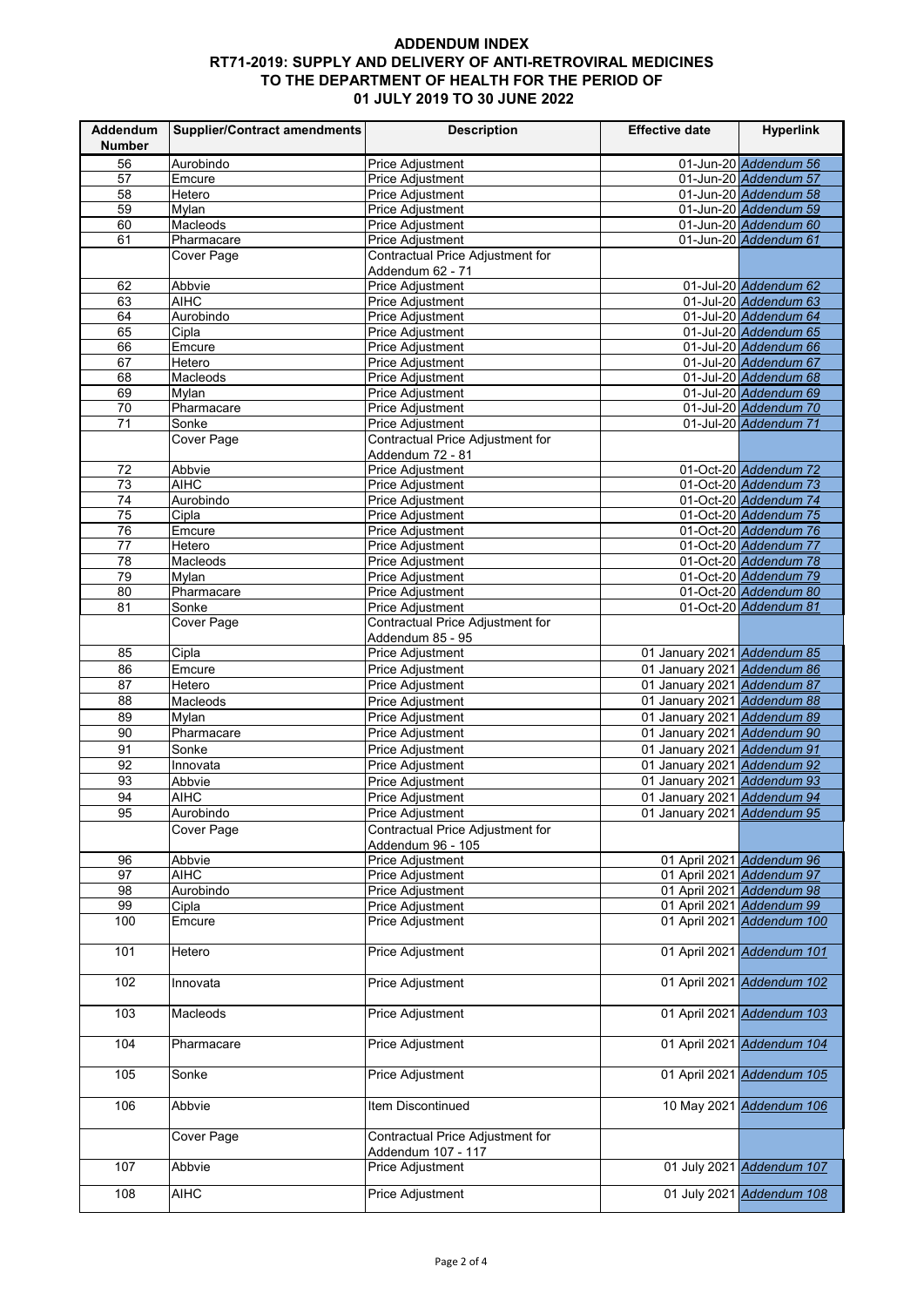## ADDENDUM INDEX
## RT71-2019: SUPPLY AND DELIVERY OF ANTI-RETROVIRAL MEDICINES TO THE DEPARTMENT OF HEALTH FOR THE PERIOD OF 01 JULY 2019 TO 30 JUNE 2022

| Addendum Number | Supplier/Contract amendments | Description | Effective date | Hyperlink |
|---|---|---|---|---|
| 56 | Aurobindo | Price Adjustment | 01-Jun-20 | Addendum 56 |
| 57 | Emcure | Price Adjustment | 01-Jun-20 | Addendum 57 |
| 58 | Hetero | Price Adjustment | 01-Jun-20 | Addendum 58 |
| 59 | Mylan | Price Adjustment | 01-Jun-20 | Addendum 59 |
| 60 | Macleods | Price Adjustment | 01-Jun-20 | Addendum 60 |
| 61 | Pharmacare | Price Adjustment | 01-Jun-20 | Addendum 61 |
| | Cover Page | Contractual Price Adjustment for Addendum 62 - 71 | | |
| 62 | Abbvie | Price Adjustment | 01-Jul-20 | Addendum 62 |
| 63 | AIHC | Price Adjustment | 01-Jul-20 | Addendum 63 |
| 64 | Aurobindo | Price Adjustment | 01-Jul-20 | Addendum 64 |
| 65 | Cipla | Price Adjustment | 01-Jul-20 | Addendum 65 |
| 66 | Emcure | Price Adjustment | 01-Jul-20 | Addendum 66 |
| 67 | Hetero | Price Adjustment | 01-Jul-20 | Addendum 67 |
| 68 | Macleods | Price Adjustment | 01-Jul-20 | Addendum 68 |
| 69 | Mylan | Price Adjustment | 01-Jul-20 | Addendum 69 |
| 70 | Pharmacare | Price Adjustment | 01-Jul-20 | Addendum 70 |
| 71 | Sonke | Price Adjustment | 01-Jul-20 | Addendum 71 |
| | Cover Page | Contractual Price Adjustment for Addendum 72 - 81 | | |
| 72 | Abbvie | Price Adjustment | 01-Oct-20 | Addendum 72 |
| 73 | AIHC | Price Adjustment | 01-Oct-20 | Addendum 73 |
| 74 | Aurobindo | Price Adjustment | 01-Oct-20 | Addendum 74 |
| 75 | Cipla | Price Adjustment | 01-Oct-20 | Addendum 75 |
| 76 | Emcure | Price Adjustment | 01-Oct-20 | Addendum 76 |
| 77 | Hetero | Price Adjustment | 01-Oct-20 | Addendum 77 |
| 78 | Macleods | Price Adjustment | 01-Oct-20 | Addendum 78 |
| 79 | Mylan | Price Adjustment | 01-Oct-20 | Addendum 79 |
| 80 | Pharmacare | Price Adjustment | 01-Oct-20 | Addendum 80 |
| 81 | Sonke | Price Adjustment | 01-Oct-20 | Addendum 81 |
| | Cover Page | Contractual Price Adjustment for Addendum 85 - 95 | | |
| 85 | Cipla | Price Adjustment | 01 January 2021 | Addendum 85 |
| 86 | Emcure | Price Adjustment | 01 January 2021 | Addendum 86 |
| 87 | Hetero | Price Adjustment | 01 January 2021 | Addendum 87 |
| 88 | Macleods | Price Adjustment | 01 January 2021 | Addendum 88 |
| 89 | Mylan | Price Adjustment | 01 January 2021 | Addendum 89 |
| 90 | Pharmacare | Price Adjustment | 01 January 2021 | Addendum 90 |
| 91 | Sonke | Price Adjustment | 01 January 2021 | Addendum 91 |
| 92 | Innovata | Price Adjustment | 01 January 2021 | Addendum 92 |
| 93 | Abbvie | Price Adjustment | 01 January 2021 | Addendum 93 |
| 94 | AIHC | Price Adjustment | 01 January 2021 | Addendum 94 |
| 95 | Aurobindo | Price Adjustment | 01 January 2021 | Addendum 95 |
| | Cover Page | Contractual Price Adjustment for Addendum 96 - 105 | | |
| 96 | Abbvie | Price Adjustment | 01 April 2021 | Addendum 96 |
| 97 | AIHC | Price Adjustment | 01 April 2021 | Addendum 97 |
| 98 | Aurobindo | Price Adjustment | 01 April 2021 | Addendum 98 |
| 99 | Cipla | Price Adjustment | 01 April 2021 | Addendum 99 |
| 100 | Emcure | Price Adjustment | 01 April 2021 | Addendum 100 |
| 101 | Hetero | Price Adjustment | 01 April 2021 | Addendum 101 |
| 102 | Innovata | Price Adjustment | 01 April 2021 | Addendum 102 |
| 103 | Macleods | Price Adjustment | 01 April 2021 | Addendum 103 |
| 104 | Pharmacare | Price Adjustment | 01 April 2021 | Addendum 104 |
| 105 | Sonke | Price Adjustment | 01 April 2021 | Addendum 105 |
| 106 | Abbvie | Item Discontinued | 10 May 2021 | Addendum 106 |
| | Cover Page | Contractual Price Adjustment for Addendum 107 - 117 | | |
| 107 | Abbvie | Price Adjustment | 01 July 2021 | Addendum 107 |
| 108 | AIHC | Price Adjustment | 01 July 2021 | Addendum 108 |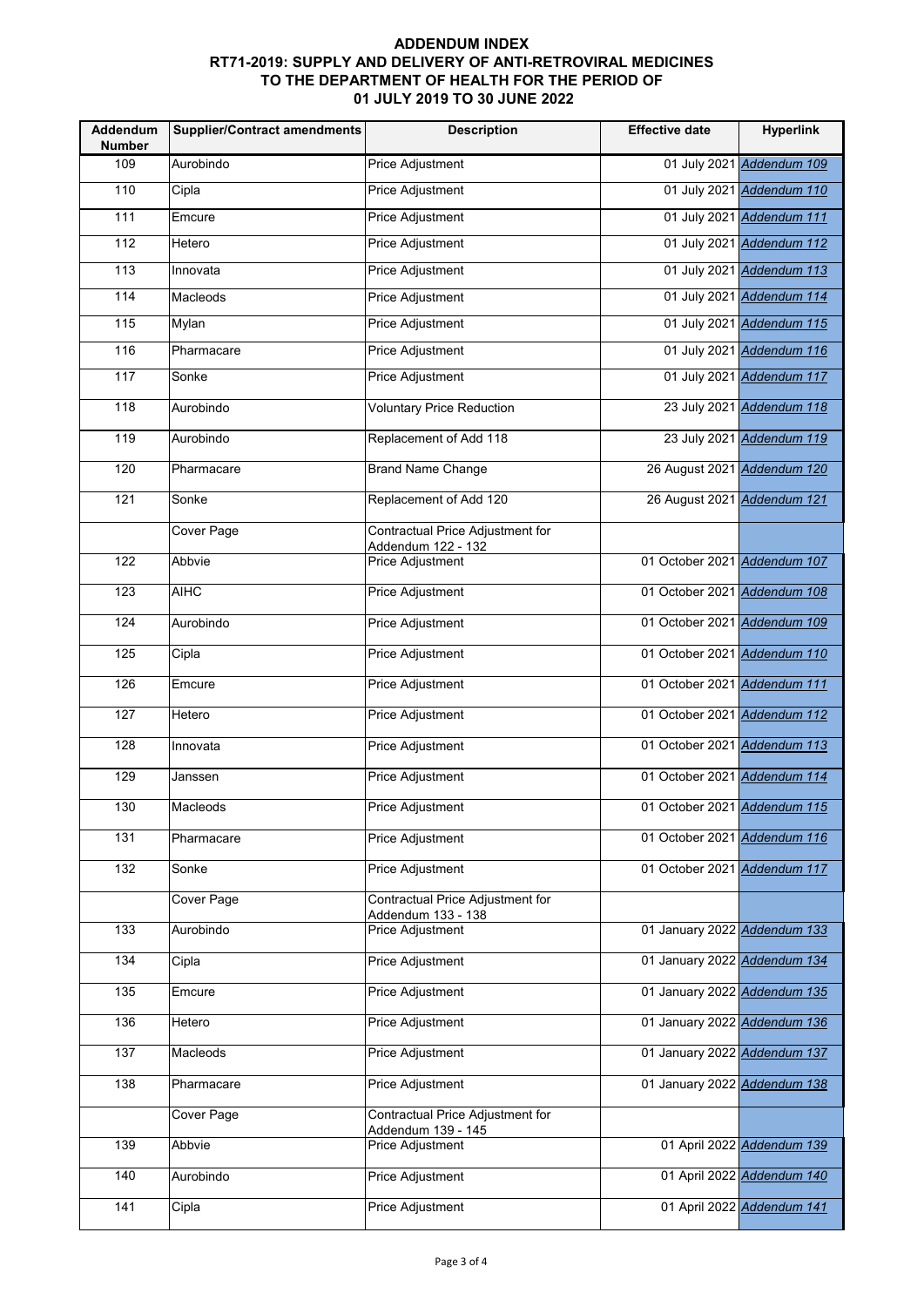# ADDENDUM INDEX

## RT71-2019: SUPPLY AND DELIVERY OF ANTI-RETROVIRAL MEDICINES TO THE DEPARTMENT OF HEALTH FOR THE PERIOD OF 01 JULY 2019 TO 30 JUNE 2022

| Addendum Number | Supplier/Contract amendments | Description | Effective date | Hyperlink |
|---|---|---|---|---|
| 109 | Aurobindo | Price Adjustment | 01 July 2021 | *Addendum 109* |
| 110 | Cipla | Price Adjustment | 01 July 2021 | *Addendum 110* |
| 111 | Emcure | Price Adjustment | 01 July 2021 | *Addendum 111* |
| 112 | Hetero | Price Adjustment | 01 July 2021 | *Addendum 112* |
| 113 | Innovata | Price Adjustment | 01 July 2021 | *Addendum 113* |
| 114 | Macleods | Price Adjustment | 01 July 2021 | *Addendum 114* |
| 115 | Mylan | Price Adjustment | 01 July 2021 | *Addendum 115* |
| 116 | Pharmacare | Price Adjustment | 01 July 2021 | *Addendum 116* |
| 117 | Sonke | Price Adjustment | 01 July 2021 | *Addendum 117* |
| 118 | Aurobindo | Voluntary Price Reduction | 23 July 2021 | *Addendum 118* |
| 119 | Aurobindo | Replacement of Add 118 | 23 July 2021 | *Addendum 119* |
| 120 | Pharmacare | Brand Name Change | 26 August 2021 | *Addendum 120* |
| 121 | Sonke | Replacement of Add 120 | 26 August 2021 | *Addendum 121* |
| | Cover Page | Contractual Price Adjustment for Addendum 122 - 132 | | |
| 122 | Abbvie | Price Adjustment | 01 October 2021 | *Addendum 107* |
| 123 | AIHC | Price Adjustment | 01 October 2021 | *Addendum 108* |
| 124 | Aurobindo | Price Adjustment | 01 October 2021 | *Addendum 109* |
| 125 | Cipla | Price Adjustment | 01 October 2021 | *Addendum 110* |
| 126 | Emcure | Price Adjustment | 01 October 2021 | *Addendum 111* |
| 127 | Hetero | Price Adjustment | 01 October 2021 | *Addendum 112* |
| 128 | Innovata | Price Adjustment | 01 October 2021 | *Addendum 113* |
| 129 | Janssen | Price Adjustment | 01 October 2021 | *Addendum 114* |
| 130 | Macleods | Price Adjustment | 01 October 2021 | *Addendum 115* |
| 131 | Pharmacare | Price Adjustment | 01 October 2021 | *Addendum 116* |
| 132 | Sonke | Price Adjustment | 01 October 2021 | *Addendum 117* |
| | Cover Page | Contractual Price Adjustment for Addendum 133 - 138 | | |
| 133 | Aurobindo | Price Adjustment | 01 January 2022 | *Addendum 133* |
| 134 | Cipla | Price Adjustment | 01 January 2022 | *Addendum 134* |
| 135 | Emcure | Price Adjustment | 01 January 2022 | *Addendum 135* |
| 136 | Hetero | Price Adjustment | 01 January 2022 | *Addendum 136* |
| 137 | Macleods | Price Adjustment | 01 January 2022 | *Addendum 137* |
| 138 | Pharmacare | Price Adjustment | 01 January 2022 | *Addendum 138* |
| | Cover Page | Contractual Price Adjustment for Addendum 139 - 145 | | |
| 139 | Abbvie | Price Adjustment | 01 April 2022 | *Addendum 139* |
| 140 | Aurobindo | Price Adjustment | 01 April 2022 | *Addendum 140* |
| 141 | Cipla | Price Adjustment | 01 April 2022 | *Addendum 141* |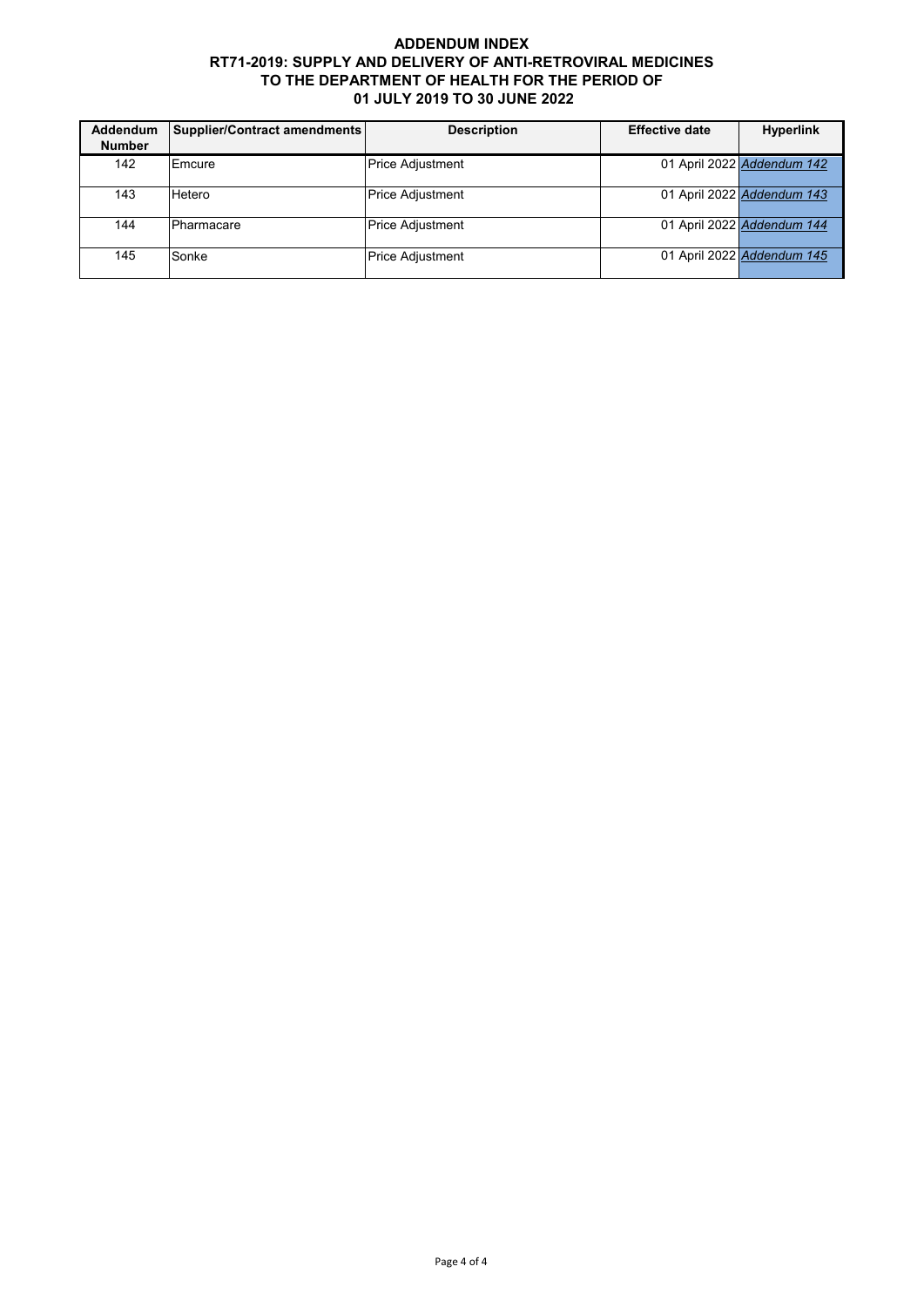# ADDENDUM INDEX
## RT71-2019: SUPPLY AND DELIVERY OF ANTI-RETROVIRAL MEDICINES TO THE DEPARTMENT OF HEALTH FOR THE PERIOD OF 01 JULY 2019 TO 30 JUNE 2022

| Addendum Number | Supplier/Contract amendments | Description | Effective date | Hyperlink |
|---|---|---|---|---|
| 142 | Emcure | Price Adjustment | 01 April 2022 | Addendum 142 |
| 143 | Hetero | Price Adjustment | 01 April 2022 | Addendum 143 |
| 144 | Pharmacare | Price Adjustment | 01 April 2022 | Addendum 144 |
| 145 | Sonke | Price Adjustment | 01 April 2022 | Addendum 145 |